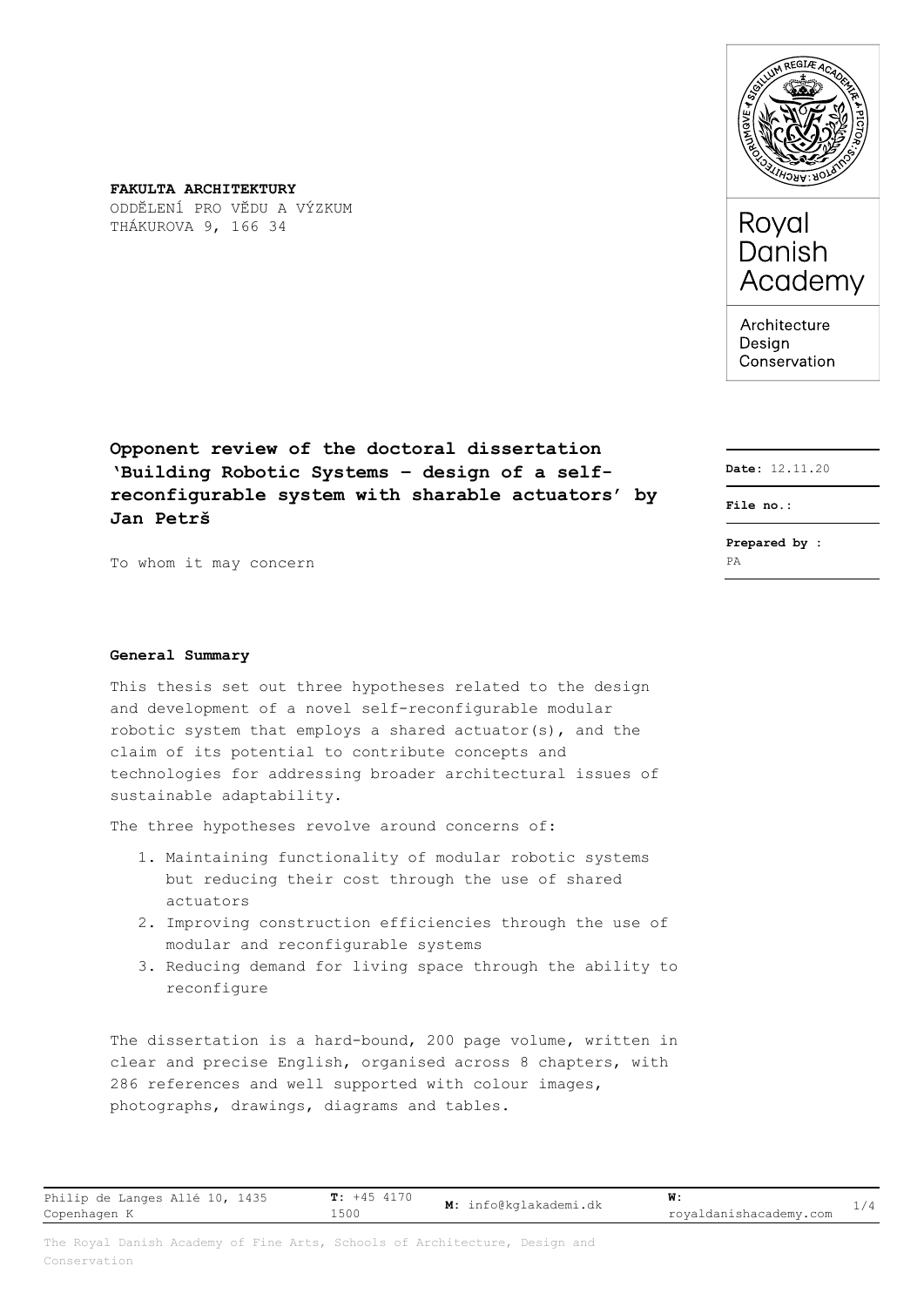**FAKULTA ARCHITEKTURY**
ODDĚLENÍ PRO VĚDU A VÝZKUM
THÁKUROVA 9, 166 34

Royal Danish Academy

Architecture
Design
Conservation

**Date:** 12.11.20

**File no.:**

**Prepared by :**
PA

## Opponent review of the doctoral dissertation 'Building Robotic Systems – design of a self-reconfigurable system with sharable actuators' by Jan Petrš

To whom it may concern

### General Summary

This thesis set out three hypotheses related to the design and development of a novel self-reconfigurable modular robotic system that employs a shared actuator(s), and the claim of its potential to contribute concepts and technologies for addressing broader architectural issues of sustainable adaptability.

The three hypotheses revolve around concerns of:

1. Maintaining functionality of modular robotic systems but reducing their cost through the use of shared actuators
2. Improving construction efficiencies through the use of modular and reconfigurable systems
3. Reducing demand for living space through the ability to reconfigure

The dissertation is a hard-bound, 200 page volume, written in clear and precise English, organised across 8 chapters, with 286 references and well supported with colour images, photographs, drawings, diagrams and tables.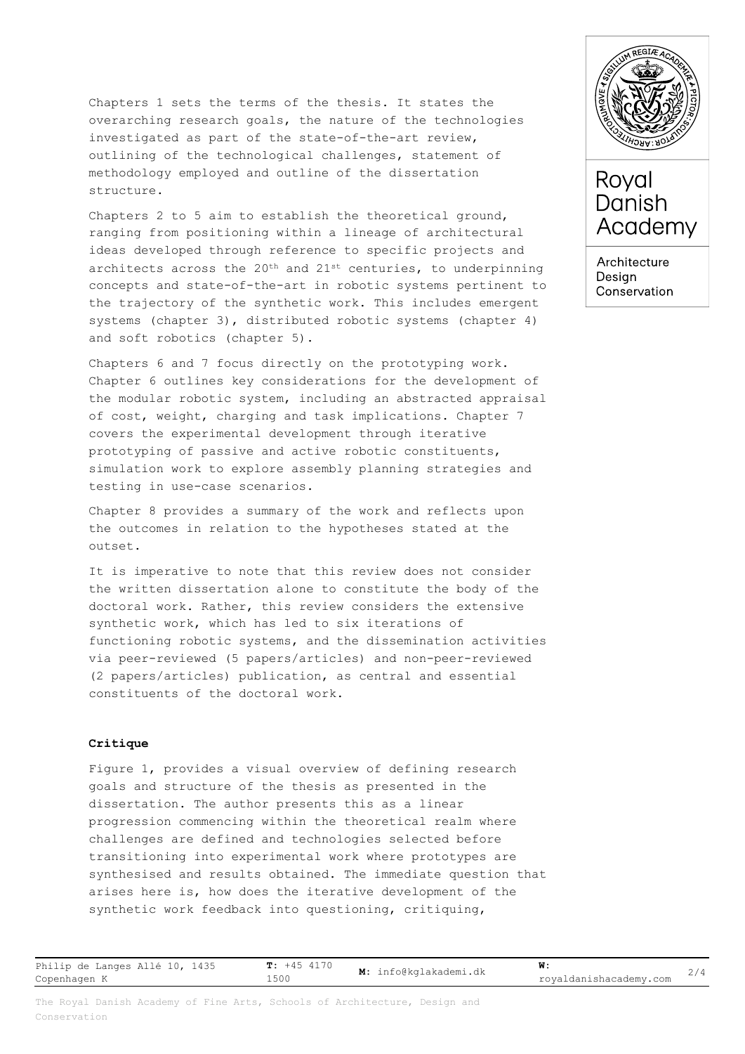Chapters 1 sets the terms of the thesis. It states the overarching research goals, the nature of the technologies investigated as part of the state-of-the-art review, outlining of the technological challenges, statement of methodology employed and outline of the dissertation structure.

Chapters 2 to 5 aim to establish the theoretical ground, ranging from positioning within a lineage of architectural ideas developed through reference to specific projects and architects across the 20th and 21st centuries, to underpinning concepts and state-of-the-art in robotic systems pertinent to the trajectory of the synthetic work. This includes emergent systems (chapter 3), distributed robotic systems (chapter 4) and soft robotics (chapter 5).

Chapters 6 and 7 focus directly on the prototyping work. Chapter 6 outlines key considerations for the development of the modular robotic system, including an abstracted appraisal of cost, weight, charging and task implications. Chapter 7 covers the experimental development through iterative prototyping of passive and active robotic constituents, simulation work to explore assembly planning strategies and testing in use-case scenarios.

Chapter 8 provides a summary of the work and reflects upon the outcomes in relation to the hypotheses stated at the outset.

It is imperative to note that this review does not consider the written dissertation alone to constitute the body of the doctoral work. Rather, this review considers the extensive synthetic work, which has led to six iterations of functioning robotic systems, and the dissemination activities via peer-reviewed (5 papers/articles) and non-peer-reviewed (2 papers/articles) publication, as central and essential constituents of the doctoral work.

**Critique**

Figure 1, provides a visual overview of defining research goals and structure of the thesis as presented in the dissertation. The author presents this as a linear progression commencing within the theoretical realm where challenges are defined and technologies selected before transitioning into experimental work where prototypes are synthesised and results obtained. The immediate question that arises here is, how does the iterative development of the synthetic work feedback into questioning, critiquing,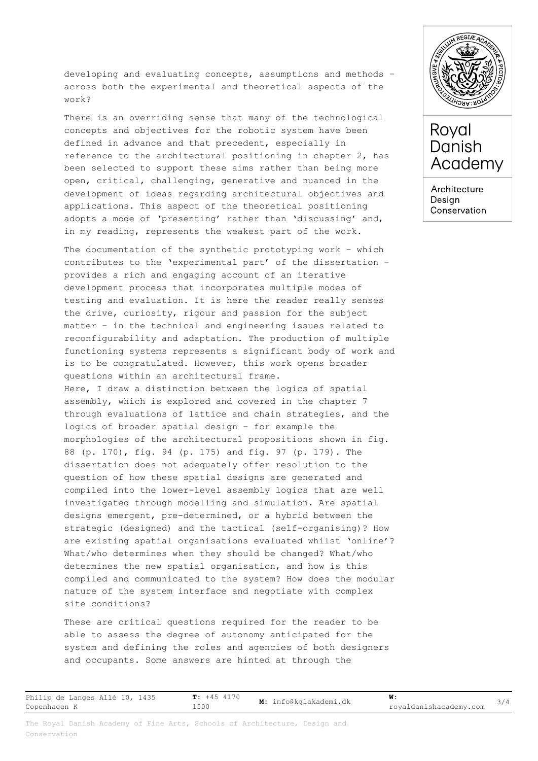developing and evaluating concepts, assumptions and methods – across both the experimental and theoretical aspects of the work?

There is an overriding sense that many of the technological concepts and objectives for the robotic system have been defined in advance and that precedent, especially in reference to the architectural positioning in chapter 2, has been selected to support these aims rather than being more open, critical, challenging, generative and nuanced in the development of ideas regarding architectural objectives and applications. This aspect of the theoretical positioning adopts a mode of 'presenting' rather than 'discussing' and, in my reading, represents the weakest part of the work.

The documentation of the synthetic prototyping work – which contributes to the 'experimental part' of the dissertation – provides a rich and engaging account of an iterative development process that incorporates multiple modes of testing and evaluation. It is here the reader really senses the drive, curiosity, rigour and passion for the subject matter – in the technical and engineering issues related to reconfigurability and adaptation. The production of multiple functioning systems represents a significant body of work and is to be congratulated. However, this work opens broader questions within an architectural frame.
Here, I draw a distinction between the logics of spatial assembly, which is explored and covered in the chapter 7 through evaluations of lattice and chain strategies, and the logics of broader spatial design – for example the morphologies of the architectural propositions shown in fig. 88 (p. 170), fig. 94 (p. 175) and fig. 97 (p. 179). The dissertation does not adequately offer resolution to the question of how these spatial designs are generated and compiled into the lower-level assembly logics that are well investigated through modelling and simulation. Are spatial designs emergent, pre-determined, or a hybrid between the strategic (designed) and the tactical (self-organising)? How are existing spatial organisations evaluated whilst 'online'? What/who determines when they should be changed? What/who determines the new spatial organisation, and how is this compiled and communicated to the system? How does the modular nature of the system interface and negotiate with complex site conditions?

These are critical questions required for the reader to be able to assess the degree of autonomy anticipated for the system and defining the roles and agencies of both designers and occupants. Some answers are hinted at through the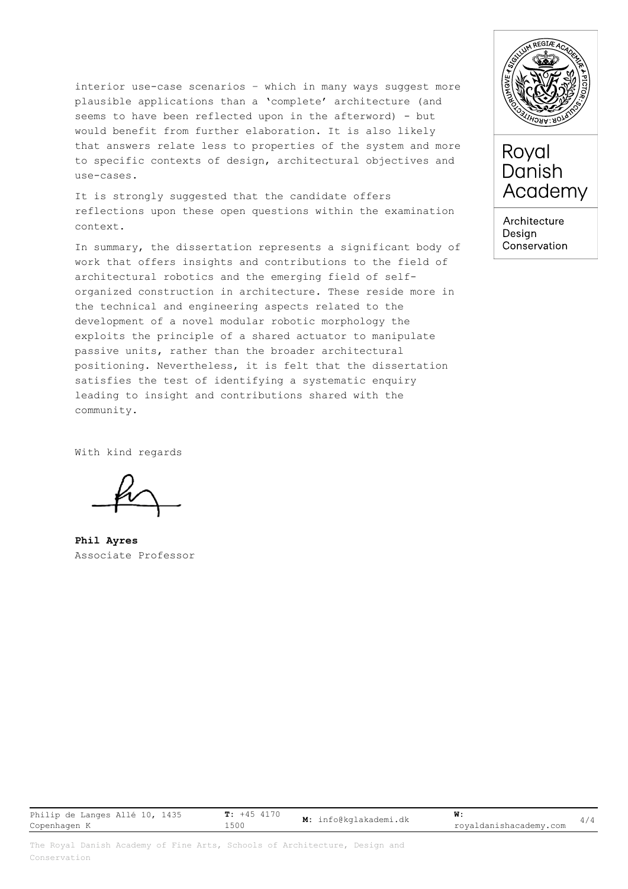interior use-case scenarios – which in many ways suggest more plausible applications than a 'complete' architecture (and seems to have been reflected upon in the afterword) - but would benefit from further elaboration. It is also likely that answers relate less to properties of the system and more to specific contexts of design, architectural objectives and use-cases.

It is strongly suggested that the candidate offers reflections upon these open questions within the examination context.

In summary, the dissertation represents a significant body of work that offers insights and contributions to the field of architectural robotics and the emerging field of self-organized construction in architecture. These reside more in the technical and engineering aspects related to the development of a novel modular robotic morphology the exploits the principle of a shared actuator to manipulate passive units, rather than the broader architectural positioning. Nevertheless, it is felt that the dissertation satisfies the test of identifying a systematic enquiry leading to insight and contributions shared with the community.

With kind regards

**Phil Ayres**
Associate Professor